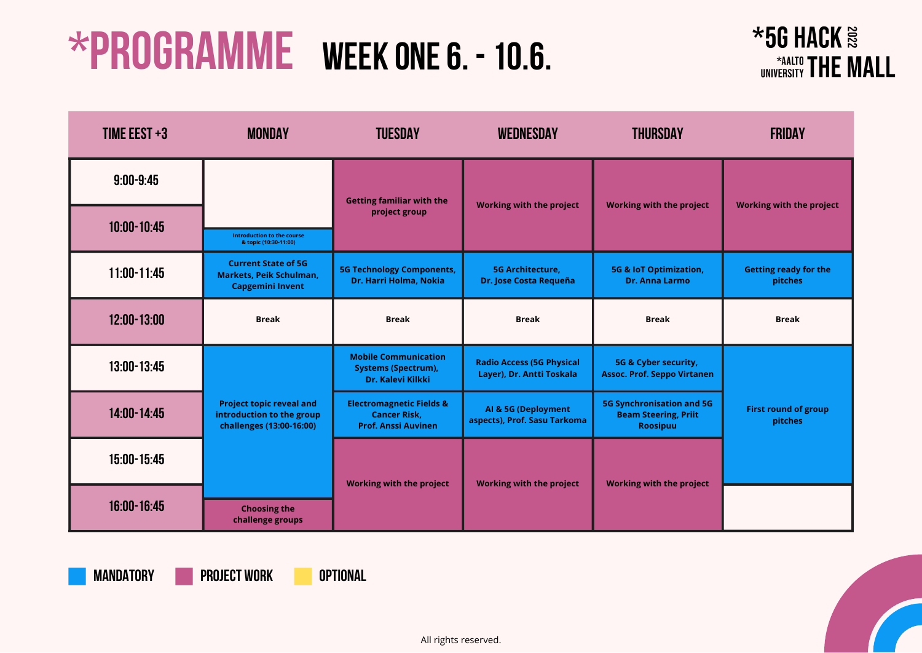# *PROGRAMME WEEK ONE 6. - 10.6.

*5G HACK 2022
*AALTO UNIVERSITY THE MALL

| TIME EEST +3 | MONDAY | TUESDAY | WEDNESDAY | THURSDAY | FRIDAY |
|---|---|---|---|---|---|
| 9:00-9:45 | | Getting familiar with the project group | Working with the project | Working with the project | Working with the project |
| 10:00-10:45 | Introduction to the course & topic (10:30-11:00) | | | | |
| 11:00-11:45 | Current State of 5G Markets, Peik Schulman, Capgemini Invent | 5G Technology Components, Dr. Harri Holma, Nokia | 5G Architecture, Dr. Jose Costa Requeña | 5G & IoT Optimization, Dr. Anna Larmo | Getting ready for the pitches |
| 12:00-13:00 | Break | Break | Break | Break | Break |
| 13:00-13:45 | Project topic reveal and introduction to the group challenges (13:00-16:00) | Mobile Communication Systems (Spectrum), Dr. Kalevi Kilkki | Radio Access (5G Physical Layer), Dr. Antti Toskala | 5G & Cyber security, Assoc. Prof. Seppo Virtanen | First round of group pitches |
| 14:00-14:45 | | Electromagnetic Fields & Cancer Risk, Prof. Anssi Auvinen | AI & 5G (Deployment aspects), Prof. Sasu Tarkoma | 5G Synchronisation and 5G Beam Steering, Priit Roosipuu | |
| 15:00-15:45 | | Working with the project | Working with the project | Working with the project | |
| 16:00-16:45 | Choosing the challenge groups | | | | |

MANDATORY | PROJECT WORK | OPTIONAL

All rights reserved.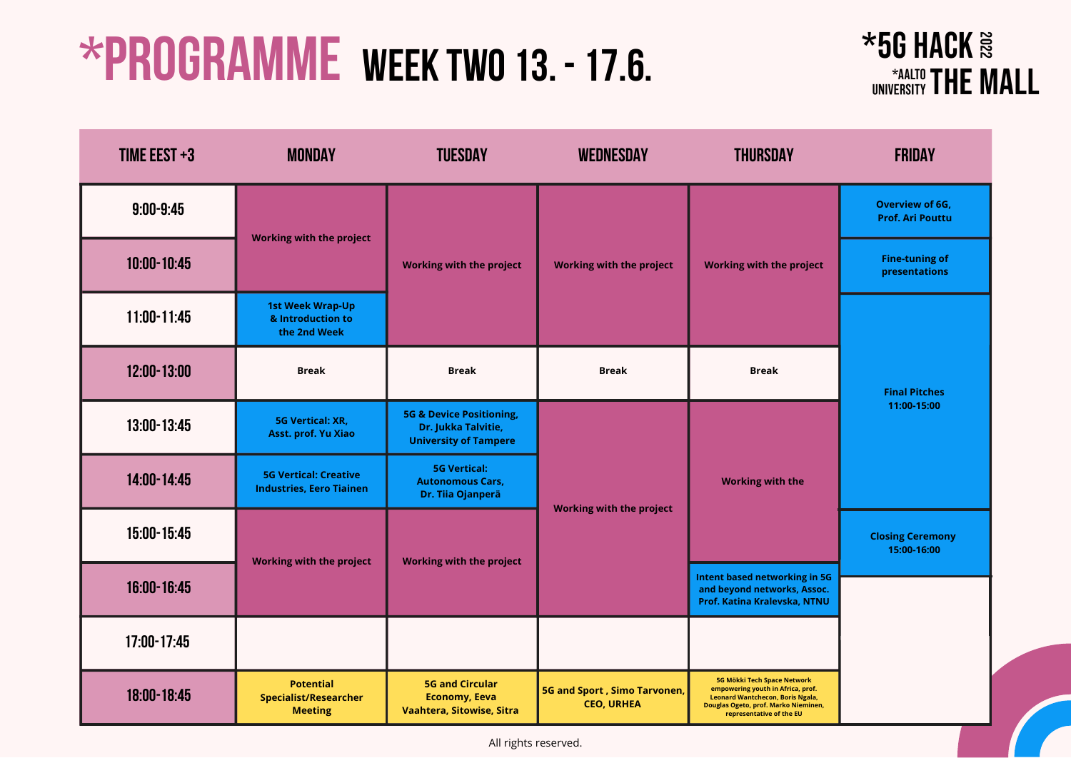# *PROGRAMME WEEK TWO 13. - 17.6.

*5G HACK 2022 *AALTO UNIVERSITY THE MALL

| TIME EEST +3 | MONDAY | TUESDAY | WEDNESDAY | THURSDAY | FRIDAY |
|---|---|---|---|---|---|
| 9:00-9:45 | Working with the project | Working with the project | Working with the project | Working with the project | Overview of 6G, Prof. Ari Pouttu |
| 10:00-10:45 | Working with the project | Working with the project | Working with the project | Working with the project | Fine-tuning of presentations |
| 11:00-11:45 | 1st Week Wrap-Up & Introduction to the 2nd Week | Working with the project | Working with the project | Working with the project | Final Pitches 11:00-15:00 |
| 12:00-13:00 | Break | Break | Break | Break | Final Pitches 11:00-15:00 |
| 13:00-13:45 | 5G Vertical: XR, Asst. prof. Yu Xiao | 5G & Device Positioning, Dr. Jukka Talvitie, University of Tampere | Working with the project | Working with the | Final Pitches 11:00-15:00 |
| 14:00-14:45 | 5G Vertical: Creative Industries, Eero Tiainen | 5G Vertical: Autonomous Cars, Dr. Tiia Ojanperä | Working with the project | Working with the | Final Pitches 11:00-15:00 |
| 15:00-15:45 | Working with the project | Working with the project | Working with the project | Working with the | Closing Ceremony 15:00-16:00 |
| 16:00-16:45 | Working with the project | Working with the project | Working with the project | Intent based networking in 5G and beyond networks, Assoc. Prof. Katina Kralevska, NTNU | |
| 17:00-17:45 | | | | | |
| 18:00-18:45 | Potential Specialist/Researcher Meeting | 5G and Circular Economy, Eeva Vaahtera, Sitowise, Sitra | 5G and Sport , Simo Tarvonen, CEO, URHEA | 5G Mökki Tech Space Network empowering youth in Africa, prof. Leonard Wantchecon, Boris Ngala, Douglas Ogeto, prof. Marko Nieminen, representative of the EU | |

All rights reserved.